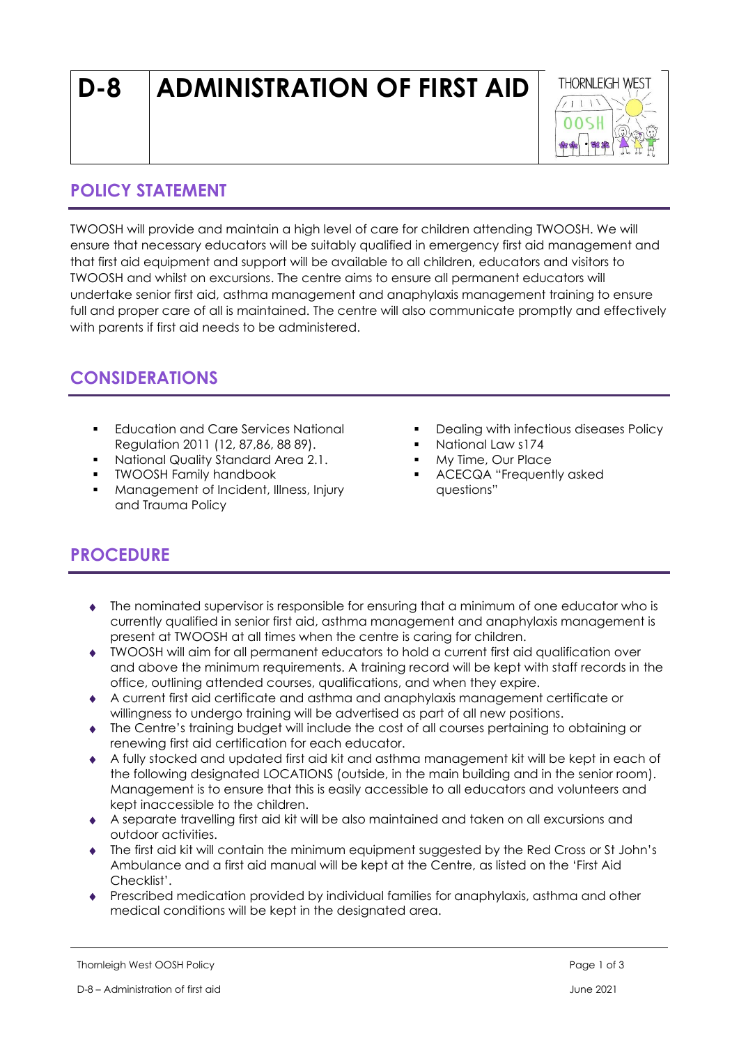# D-8 ADMINISTRATION OF FIRST AID

## POLICY STATEMENT

TWOOSH will provide and maintain a high level of care for children attending TWOOSH. We will ensure that necessary educators will be suitably qualified in emergency first aid management and that first aid equipment and support will be available to all children, educators and visitors to TWOOSH and whilst on excursions. The centre aims to ensure all permanent educators will undertake senior first aid, asthma management and anaphylaxis management training to ensure full and proper care of all is maintained. The centre will also communicate promptly and effectively with parents if first aid needs to be administered.

## CONSIDERATIONS

- Education and Care Services National Regulation 2011 (12, 87,86, 88 89).
- National Quality Standard Area 2.1.
- TWOOSH Family handbook
- Management of Incident, Illness, Injury and Trauma Policy
- Dealing with infectious diseases Policy
- National Law s174
- My Time, Our Place
- ACECQA "Frequently asked questions"

## PROCEDURE

- The nominated supervisor is responsible for ensuring that a minimum of one educator who is currently qualified in senior first aid, asthma management and anaphylaxis management is present at TWOOSH at all times when the centre is caring for children.
- TWOOSH will aim for all permanent educators to hold a current first aid qualification over and above the minimum requirements. A training record will be kept with staff records in the office, outlining attended courses, qualifications, and when they expire.
- A current first aid certificate and asthma and anaphylaxis management certificate or willingness to undergo training will be advertised as part of all new positions.
- The Centre's training budget will include the cost of all courses pertaining to obtaining or renewing first aid certification for each educator.
- A fully stocked and updated first aid kit and asthma management kit will be kept in each of the following designated LOCATIONS (outside, in the main building and in the senior room). Management is to ensure that this is easily accessible to all educators and volunteers and kept inaccessible to the children.
- A separate travelling first aid kit will be also maintained and taken on all excursions and outdoor activities.
- The first aid kit will contain the minimum equipment suggested by the Red Cross or St John's Ambulance and a first aid manual will be kept at the Centre, as listed on the 'First Aid Checklist'.
- Prescribed medication provided by individual families for anaphylaxis, asthma and other medical conditions will be kept in the designated area.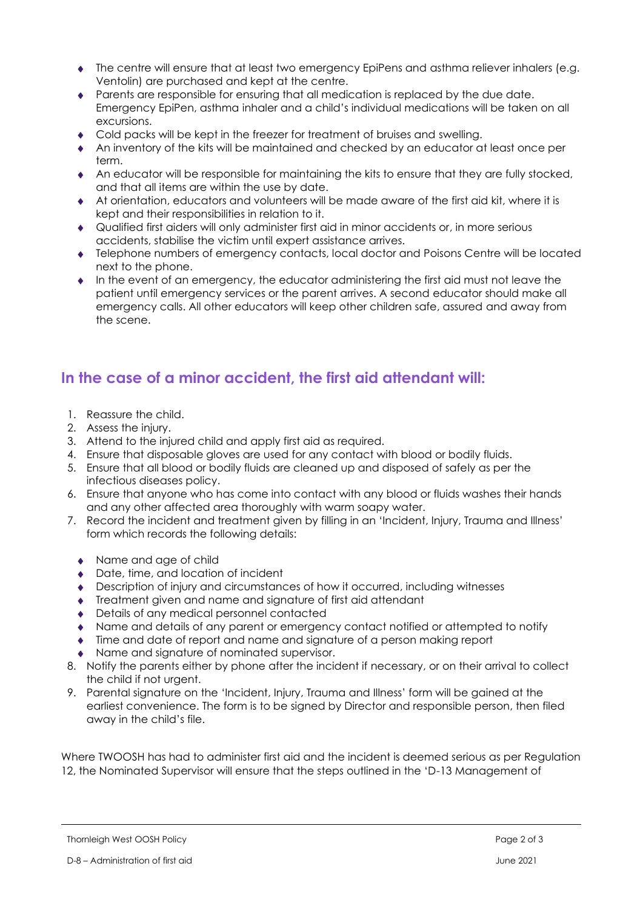- The centre will ensure that at least two emergency EpiPens and asthma reliever inhalers (e.g. Ventolin) are purchased and kept at the centre.
- Parents are responsible for ensuring that all medication is replaced by the due date. Emergency EpiPen, asthma inhaler and a child's individual medications will be taken on all excursions.
- Cold packs will be kept in the freezer for treatment of bruises and swelling.
- An inventory of the kits will be maintained and checked by an educator at least once per term.
- An educator will be responsible for maintaining the kits to ensure that they are fully stocked, and that all items are within the use by date.
- At orientation, educators and volunteers will be made aware of the first aid kit, where it is kept and their responsibilities in relation to it.
- Qualified first aiders will only administer first aid in minor accidents or, in more serious accidents, stabilise the victim until expert assistance arrives.
- Telephone numbers of emergency contacts, local doctor and Poisons Centre will be located next to the phone.
- In the event of an emergency, the educator administering the first aid must not leave the patient until emergency services or the parent arrives. A second educator should make all emergency calls. All other educators will keep other children safe, assured and away from the scene.

## In the case of a minor accident, the first aid attendant will:

1. Reassure the child.
2. Assess the injury.
3. Attend to the injured child and apply first aid as required.
4. Ensure that disposable gloves are used for any contact with blood or bodily fluids.
5. Ensure that all blood or bodily fluids are cleaned up and disposed of safely as per the infectious diseases policy.
6. Ensure that anyone who has come into contact with any blood or fluids washes their hands and any other affected area thoroughly with warm soapy water.
7. Record the incident and treatment given by filling in an 'Incident, Injury, Trauma and Illness' form which records the following details:
   - Name and age of child
   - Date, time, and location of incident
   - Description of injury and circumstances of how it occurred, including witnesses
   - Treatment given and name and signature of first aid attendant
   - Details of any medical personnel contacted
   - Name and details of any parent or emergency contact notified or attempted to notify
   - Time and date of report and name and signature of a person making report
   - Name and signature of nominated supervisor.
8. Notify the parents either by phone after the incident if necessary, or on their arrival to collect the child if not urgent.
9. Parental signature on the 'Incident, Injury, Trauma and Illness' form will be gained at the earliest convenience. The form is to be signed by Director and responsible person, then filed away in the child's file.

Where TWOOSH has had to administer first aid and the incident is deemed serious as per Regulation 12, the Nominated Supervisor will ensure that the steps outlined in the 'D-13 Management of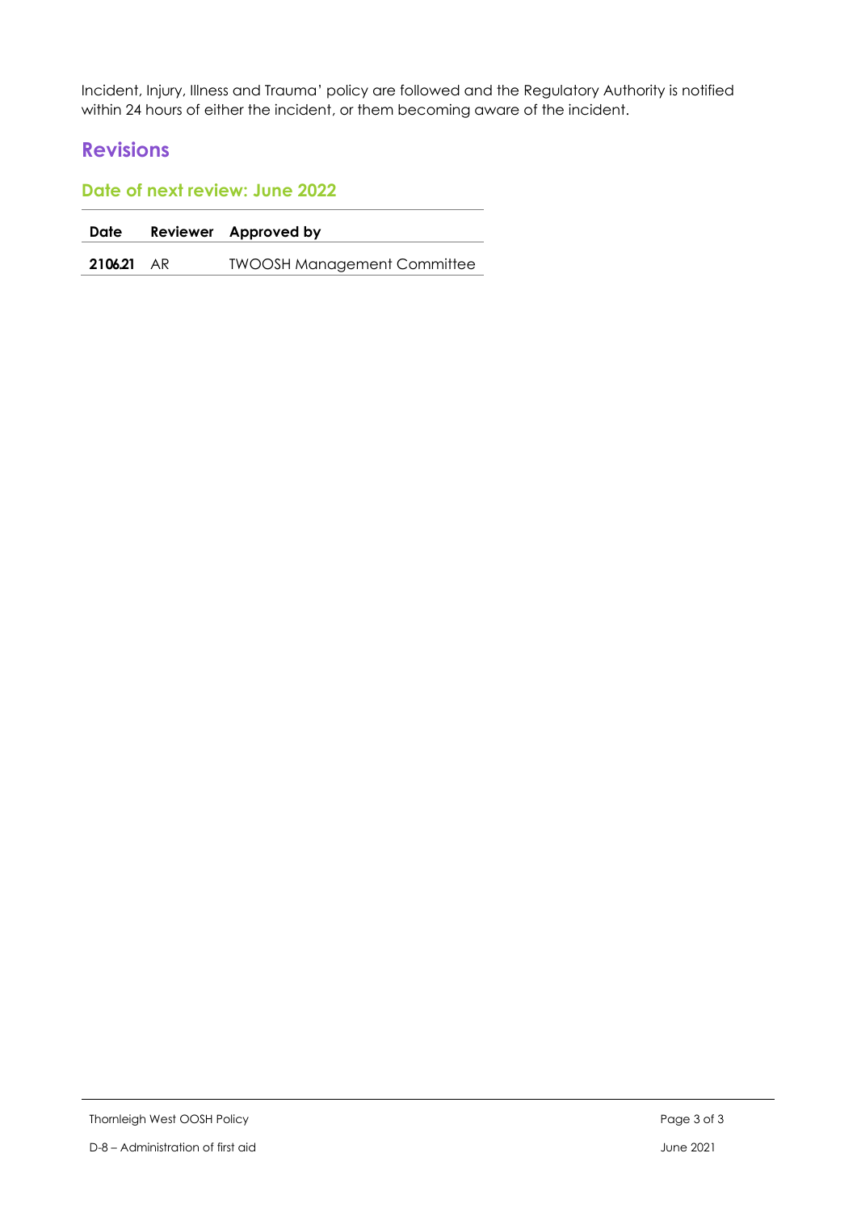Incident, Injury, Illness and Trauma' policy are followed and the Regulatory Authority is notified within 24 hours of either the incident, or them becoming aware of the incident.

## Revisions

### Date of next review: June 2022

| Date | Reviewer | Approved by |
|---|---|---|
| **21.06.21** | AR | TWOOSH Management Committee |